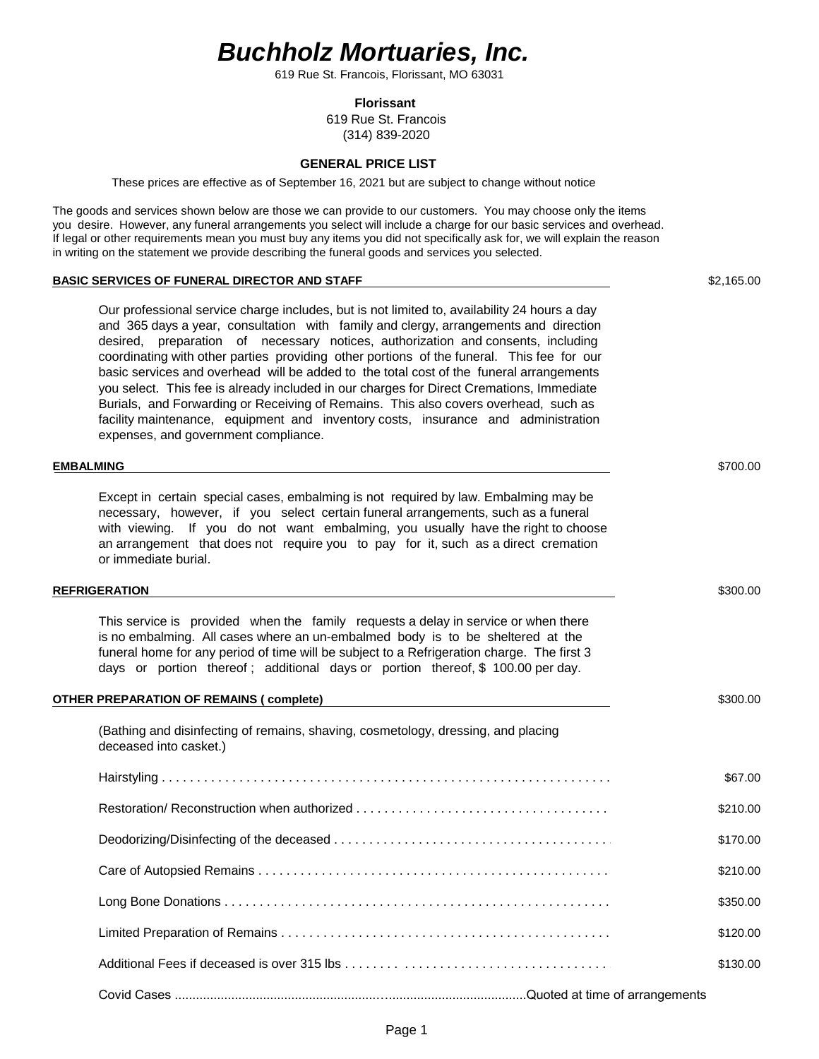# *Buchholz Mortuaries, Inc.*

619 Rue St. Francois, Florissant, MO 63031

**Florissant**
619 Rue St. Francois
(314) 839-2020

## GENERAL PRICE LIST

These prices are effective as of September 16, 2021 but are subject to change without notice

The goods and services shown below are those we can provide to our customers. You may choose only the items you desire. However, any funeral arrangements you select will include a charge for our basic services and overhead. If legal or other requirements mean you must buy any items you did not specifically ask for, we will explain the reason in writing on the statement we provide describing the funeral goods and services you selected.

**BASIC SERVICES OF FUNERAL DIRECTOR AND STAFF** — $2,165.00

Our professional service charge includes, but is not limited to, availability 24 hours a day and 365 days a year, consultation with family and clergy, arrangements and direction desired, preparation of necessary notices, authorization and consents, including coordinating with other parties providing other portions of the funeral. This fee for our basic services and overhead will be added to the total cost of the funeral arrangements you select. This fee is already included in our charges for Direct Cremations, Immediate Burials, and Forwarding or Receiving of Remains. This also covers overhead, such as facility maintenance, equipment and inventory costs, insurance and administration expenses, and government compliance.

**EMBALMING** — $700.00

Except in certain special cases, embalming is not required by law. Embalming may be necessary, however, if you select certain funeral arrangements, such as a funeral with viewing. If you do not want embalming, you usually have the right to choose an arrangement that does not require you to pay for it, such as a direct cremation or immediate burial.

**REFRIGERATION** — $300.00

This service is provided when the family requests a delay in service or when there is no embalming. All cases where an un-embalmed body is to be sheltered at the funeral home for any period of time will be subject to a Refrigeration charge. The first 3 days or portion thereof ; additional days or portion thereof, $ 100.00 per day.

**OTHER PREPARATION OF REMAINS ( complete)** — $300.00

(Bathing and disinfecting of remains, shaving, cosmetology, dressing, and placing deceased into casket.)

| Item | Price |
|---|---|
| Hairstyling | $67.00 |
| Restoration/ Reconstruction when authorized | $210.00 |
| Deodorizing/Disinfecting of the deceased | $170.00 |
| Care of Autopsied Remains | $210.00 |
| Long Bone Donations | $350.00 |
| Limited Preparation of Remains | $120.00 |
| Additional Fees if deceased is over 315 lbs | $130.00 |
| Covid Cases | Quoted at time of arrangements |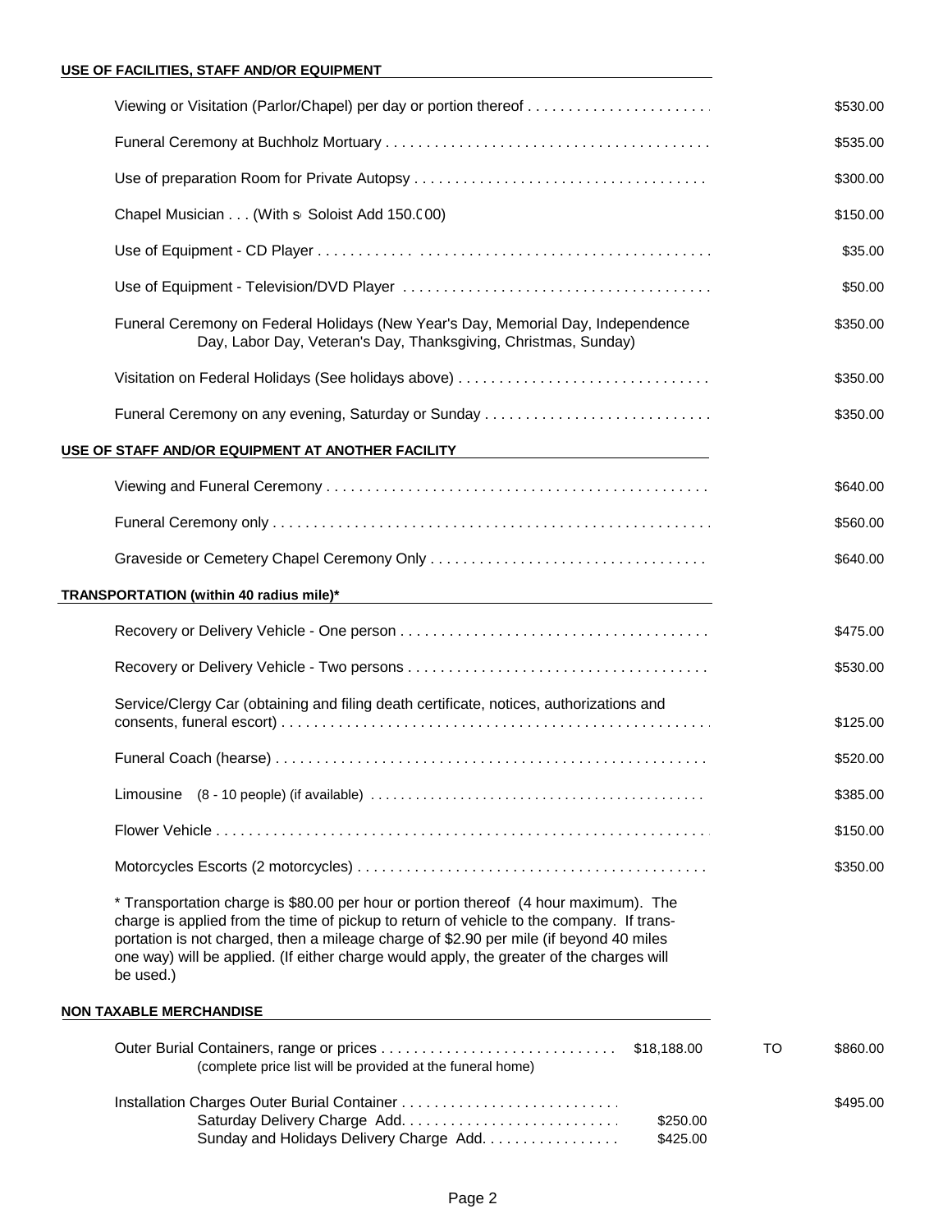## USE OF FACILITIES, STAFF AND/OR EQUIPMENT

| Item | Price |
|---|---|
| Viewing or Visitation (Parlor/Chapel) per day or portion thereof | $530.00 |
| Funeral Ceremony at Buchholz Mortuary | $535.00 |
| Use of preparation Room for Private Autopsy | $300.00 |
| Chapel Musician . . . (With s Soloist Add 150.C00) | $150.00 |
| Use of Equipment - CD Player | $35.00 |
| Use of Equipment - Television/DVD Player | $50.00 |
| Funeral Ceremony on Federal Holidays (New Year's Day, Memorial Day, Independence Day, Labor Day, Veteran's Day, Thanksgiving, Christmas, Sunday) | $350.00 |
| Visitation on Federal Holidays (See holidays above) | $350.00 |
| Funeral Ceremony on any evening, Saturday or Sunday | $350.00 |

## USE OF STAFF AND/OR EQUIPMENT AT ANOTHER FACILITY

| Item | Price |
|---|---|
| Viewing and Funeral Ceremony | $640.00 |
| Funeral Ceremony only | $560.00 |
| Graveside or Cemetery Chapel Ceremony Only | $640.00 |

## TRANSPORTATION (within 40 radius mile)*

| Item | Price |
|---|---|
| Recovery or Delivery Vehicle - One person | $475.00 |
| Recovery or Delivery Vehicle - Two persons | $530.00 |
| Service/Clergy Car (obtaining and filing death certificate, notices, authorizations and consents, funeral escort) | $125.00 |
| Funeral Coach (hearse) | $520.00 |
| Limousine (8 - 10 people) (if available) | $385.00 |
| Flower Vehicle | $150.00 |
| Motorcycles Escorts (2 motorcycles) | $350.00 |

* Transportation charge is $80.00 per hour or portion thereof (4 hour maximum). The charge is applied from the time of pickup to return of vehicle to the company. If transportation is not charged, then a mileage charge of $2.90 per mile (if beyond 40 miles one way) will be applied. (If either charge would apply, the greater of the charges will be used.)

## NON TAXABLE MERCHANDISE

| Item | | | Price |
|---|---|---|---|
| Outer Burial Containers, range or prices (complete price list will be provided at the funeral home) | $18,188.00 | TO | $860.00 |
| Installation Charges Outer Burial Container | | | $495.00 |
| Saturday Delivery Charge Add. | $250.00 | | |
| Sunday and Holidays Delivery Charge Add. | $425.00 | | |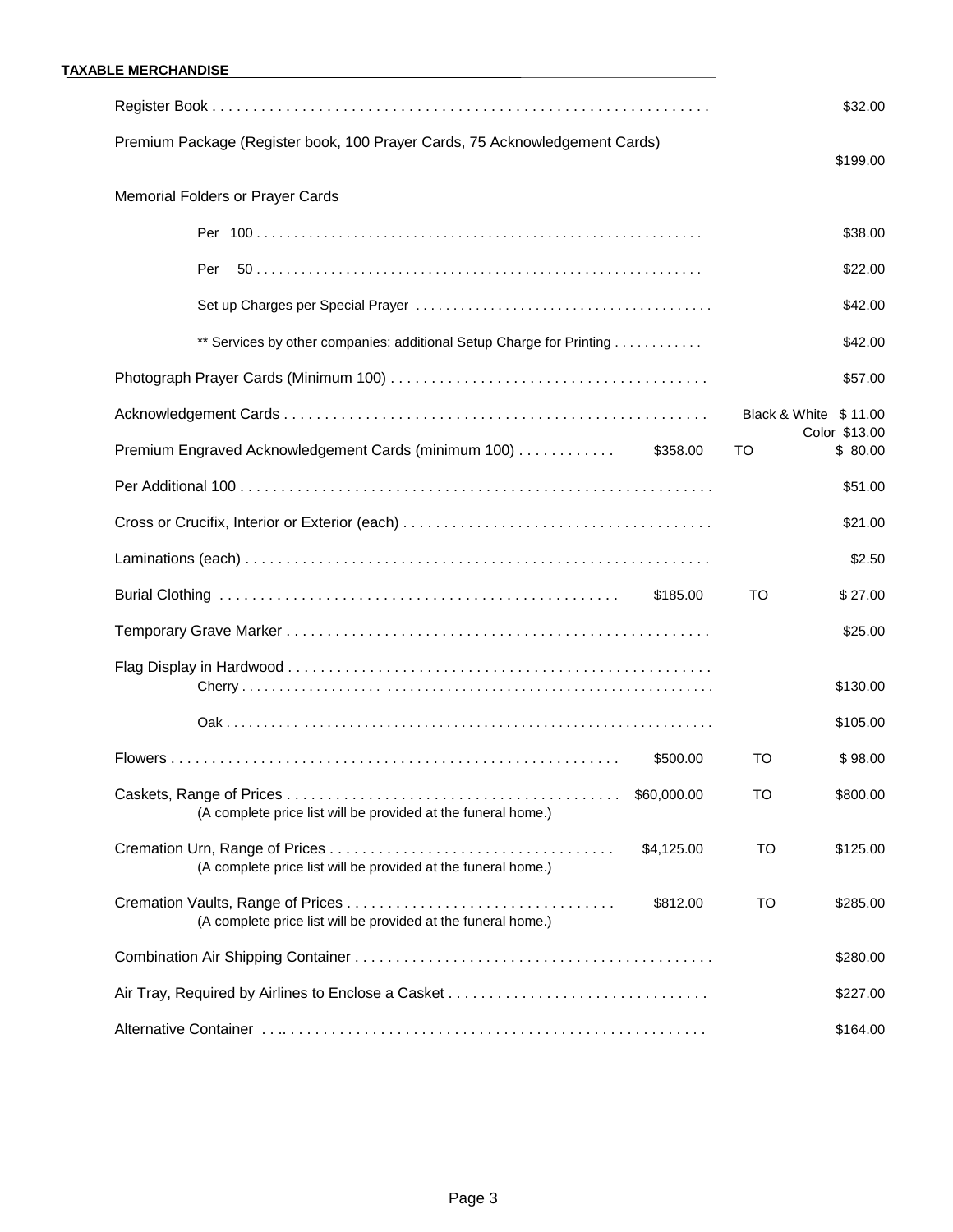**TAXABLE MERCHANDISE**

| Item | | | Price |
|---|---|---|---|
| Register Book | | | $32.00 |
| Premium Package (Register book, 100 Prayer Cards, 75 Acknowledgement Cards) | | | $199.00 |
| Memorial Folders or Prayer Cards | | | |
| Per 100 | | | $38.00 |
| Per 50 | | | $22.00 |
| Set up Charges per Special Prayer | | | $42.00 |
| ** Services by other companies: additional Setup Charge for Printing | | | $42.00 |
| Photograph Prayer Cards (Minimum 100) | | | $57.00 |
| Acknowledgement Cards | | | Black & White $ 11.00<br>Color $13.00 |
| Premium Engraved Acknowledgement Cards (minimum 100) | $358.00 | TO | $ 80.00 |
| Per Additional 100 | | | $51.00 |
| Cross or Crucifix, Interior or Exterior (each) | | | $21.00 |
| Laminations (each) | | | $2.50 |
| Burial Clothing | $185.00 | TO | $ 27.00 |
| Temporary Grave Marker | | | $25.00 |
| Flag Display in Hardwood | | | |
| Cherry | | | $130.00 |
| Oak | | | $105.00 |
| Flowers | $500.00 | TO | $ 98.00 |
| Caskets, Range of Prices<br>(A complete price list will be provided at the funeral home.) | $60,000.00 | TO | $800.00 |
| Cremation Urn, Range of Prices<br>(A complete price list will be provided at the funeral home.) | $4,125.00 | TO | $125.00 |
| Cremation Vaults, Range of Prices<br>(A complete price list will be provided at the funeral home.) | $812.00 | TO | $285.00 |
| Combination Air Shipping Container | | | $280.00 |
| Air Tray, Required by Airlines to Enclose a Casket | | | $227.00 |
| Alternative Container | | | $164.00 |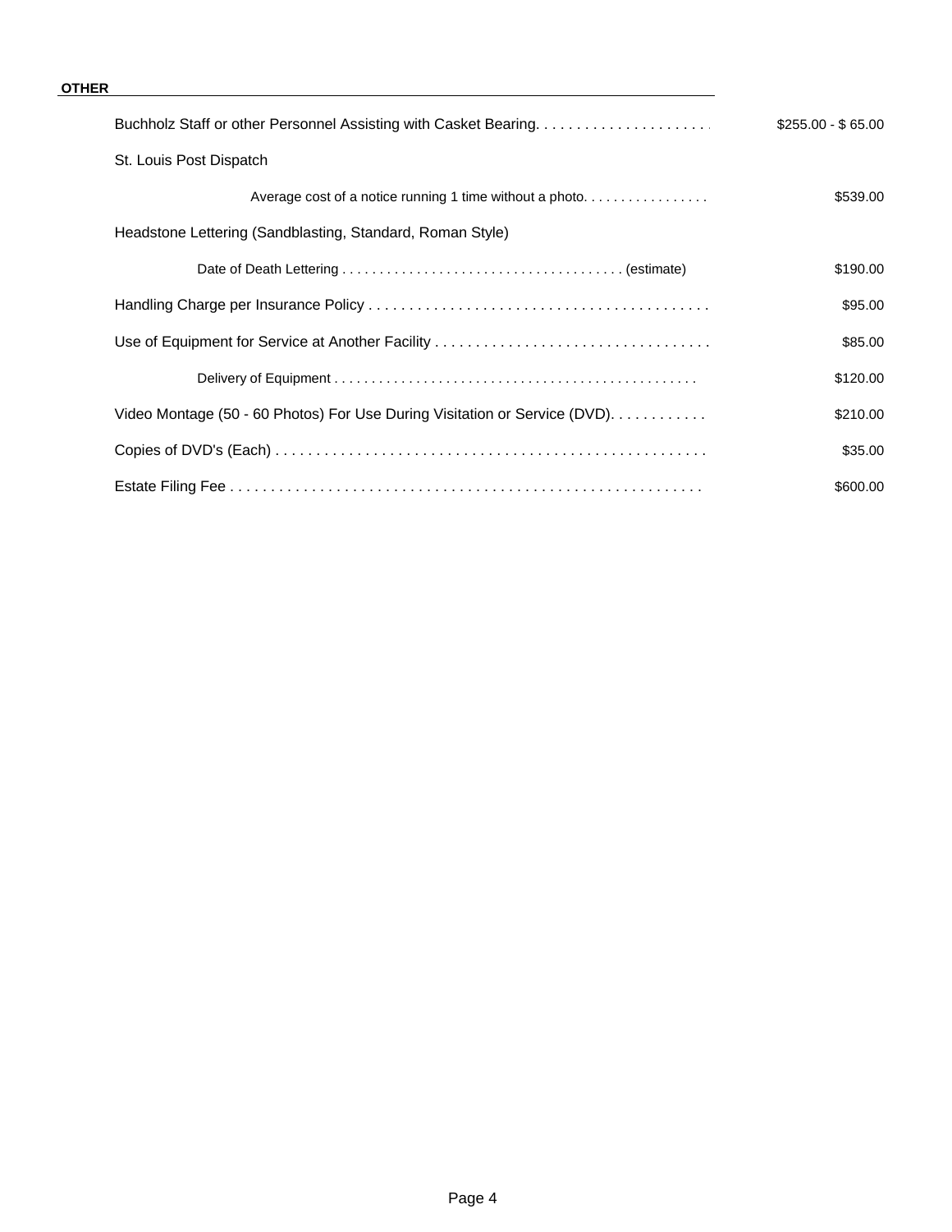**OTHER**

| Item | Price |
| --- | --- |
| Buchholz Staff or other Personnel Assisting with Casket Bearing | $255.00 - $ 65.00 |
| St. Louis Post Dispatch | |
| Average cost of a notice running 1 time without a photo | $539.00 |
| Headstone Lettering (Sandblasting, Standard, Roman Style) | |
| Date of Death Lettering (estimate) | $190.00 |
| Handling Charge per Insurance Policy | $95.00 |
| Use of Equipment for Service at Another Facility | $85.00 |
| Delivery of Equipment | $120.00 |
| Video Montage (50 - 60 Photos) For Use During Visitation or Service (DVD) | $210.00 |
| Copies of DVD's (Each) | $35.00 |
| Estate Filing Fee | $600.00 |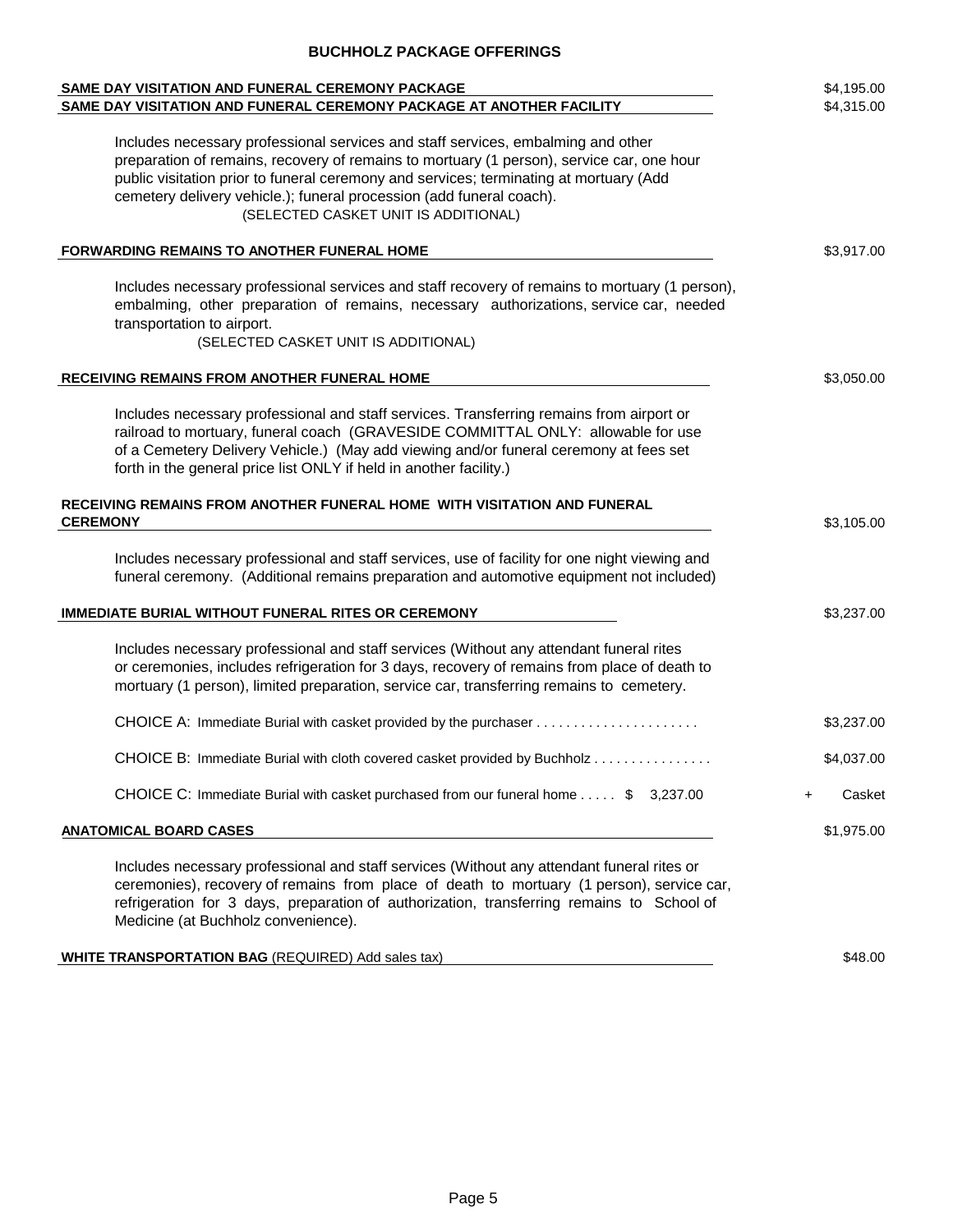# BUCHHOLZ PACKAGE OFFERINGS

**SAME DAY VISITATION AND FUNERAL CEREMONY PACKAGE** — $4,195.00

**SAME DAY VISITATION AND FUNERAL CEREMONY PACKAGE AT ANOTHER FACILITY** — $4,315.00

Includes necessary professional services and staff services, embalming and other preparation of remains, recovery of remains to mortuary (1 person), service car, one hour public visitation prior to funeral ceremony and services; terminating at mortuary (Add cemetery delivery vehicle.); funeral procession (add funeral coach).

(SELECTED CASKET UNIT IS ADDITIONAL)

**FORWARDING REMAINS TO ANOTHER FUNERAL HOME** — $3,917.00

Includes necessary professional services and staff recovery of remains to mortuary (1 person), embalming, other preparation of remains, necessary authorizations, service car, needed transportation to airport.

(SELECTED CASKET UNIT IS ADDITIONAL)

**RECEIVING REMAINS FROM ANOTHER FUNERAL HOME** — $3,050.00

Includes necessary professional and staff services. Transferring remains from airport or railroad to mortuary, funeral coach (GRAVESIDE COMMITTAL ONLY: allowable for use of a Cemetery Delivery Vehicle.) (May add viewing and/or funeral ceremony at fees set forth in the general price list ONLY if held in another facility.)

**RECEIVING REMAINS FROM ANOTHER FUNERAL HOME WITH VISITATION AND FUNERAL CEREMONY** — $3,105.00

Includes necessary professional and staff services, use of facility for one night viewing and funeral ceremony. (Additional remains preparation and automotive equipment not included)

**IMMEDIATE BURIAL WITHOUT FUNERAL RITES OR CEREMONY** — $3,237.00

Includes necessary professional and staff services (Without any attendant funeral rites or ceremonies, includes refrigeration for 3 days, recovery of remains from place of death to mortuary (1 person), limited preparation, service car, transferring remains to cemetery.

CHOICE A: Immediate Burial with casket provided by the purchaser . . . . . . . . . . . . . . . . . . . . . . $3,237.00

CHOICE B: Immediate Burial with cloth covered casket provided by Buchholz . . . . . . . . . . . . . . . . $4,037.00

CHOICE C: Immediate Burial with casket purchased from our funeral home . . . . . $ 3,237.00 + Casket

**ANATOMICAL BOARD CASES** — $1,975.00

Includes necessary professional and staff services (Without any attendant funeral rites or ceremonies), recovery of remains from place of death to mortuary (1 person), service car, refrigeration for 3 days, preparation of authorization, transferring remains to School of Medicine (at Buchholz convenience).

**WHITE TRANSPORTATION BAG** (REQUIRED) Add sales tax) — $48.00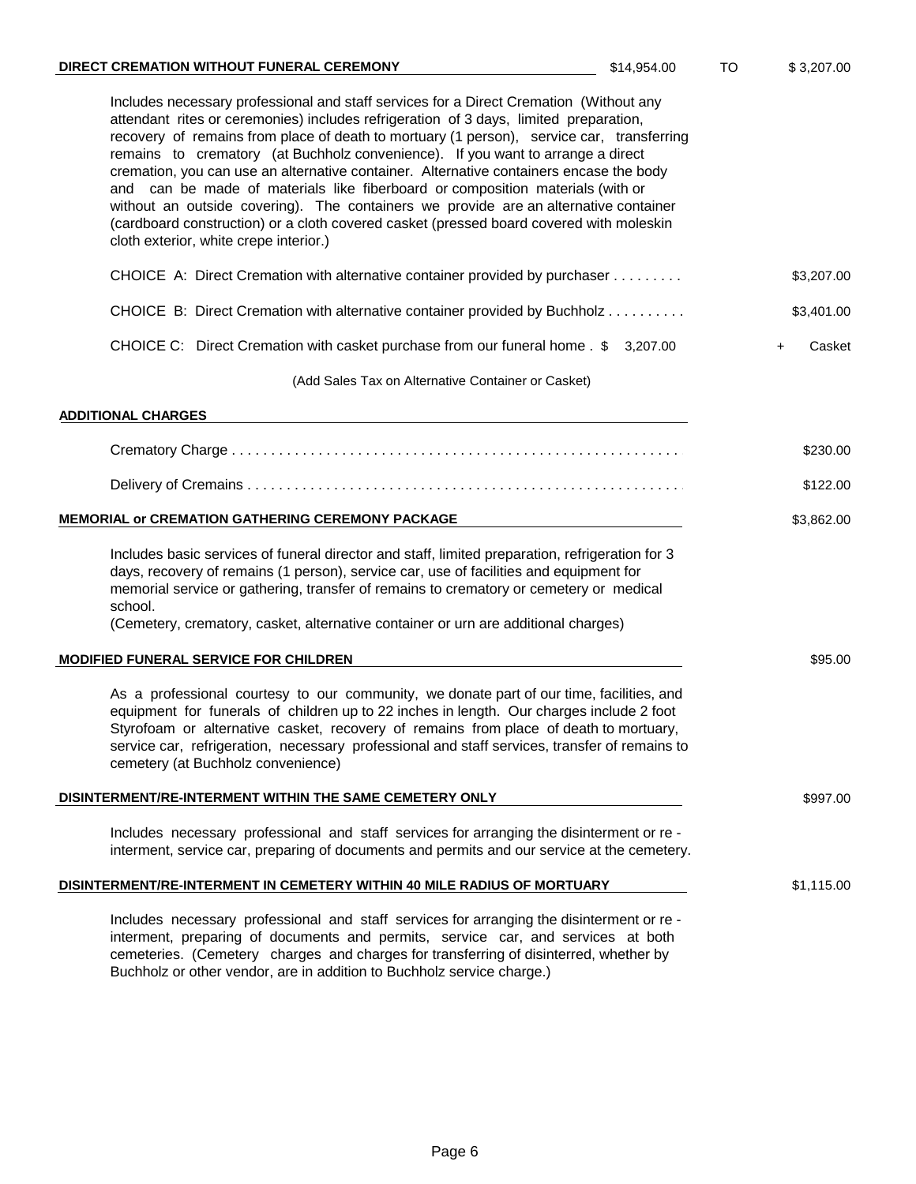**DIRECT CREMATION WITHOUT FUNERAL CEREMONY** $14,954.00 TO $ 3,207.00

Includes necessary professional and staff services for a Direct Cremation (Without any attendant rites or ceremonies) includes refrigeration of 3 days, limited preparation, recovery of remains from place of death to mortuary (1 person), service car, transferring remains to crematory (at Buchholz convenience). If you want to arrange a direct cremation, you can use an alternative container. Alternative containers encase the body and can be made of materials like fiberboard or composition materials (with or without an outside covering). The containers we provide are an alternative container (cardboard construction) or a cloth covered casket (pressed board covered with moleskin cloth exterior, white crepe interior.)

CHOICE A: Direct Cremation with alternative container provided by purchaser . . . . . . . . . $3,207.00

CHOICE B: Direct Cremation with alternative container provided by Buchholz . . . . . . . . . . $3,401.00

CHOICE C: Direct Cremation with casket purchase from our funeral home . $ 3,207.00 + Casket

(Add Sales Tax on Alternative Container or Casket)

**ADDITIONAL CHARGES**

Crematory Charge . . . . . . . . . . . . . . . . . . . . . . . . . . . . . . . . . . . . . . . . . . . . . . . . . . . . . $230.00

Delivery of Cremains . . . . . . . . . . . . . . . . . . . . . . . . . . . . . . . . . . . . . . . . . . . . . . . . . . . $122.00

**MEMORIAL or CREMATION GATHERING CEREMONY PACKAGE** $3,862.00

Includes basic services of funeral director and staff, limited preparation, refrigeration for 3 days, recovery of remains (1 person), service car, use of facilities and equipment for memorial service or gathering, transfer of remains to crematory or cemetery or medical school.
(Cemetery, crematory, casket, alternative container or urn are additional charges)

**MODIFIED FUNERAL SERVICE FOR CHILDREN** $95.00

As a professional courtesy to our community, we donate part of our time, facilities, and equipment for funerals of children up to 22 inches in length. Our charges include 2 foot Styrofoam or alternative casket, recovery of remains from place of death to mortuary, service car, refrigeration, necessary professional and staff services, transfer of remains to cemetery (at Buchholz convenience)

**DISINTERMENT/RE-INTERMENT WITHIN THE SAME CEMETERY ONLY** $997.00

Includes necessary professional and staff services for arranging the disinterment or re - interment, service car, preparing of documents and permits and our service at the cemetery.

**DISINTERMENT/RE-INTERMENT IN CEMETERY WITHIN 40 MILE RADIUS OF MORTUARY** $1,115.00

Includes necessary professional and staff services for arranging the disinterment or re - interment, preparing of documents and permits, service car, and services at both cemeteries. (Cemetery charges and charges for transferring of disinterred, whether by Buchholz or other vendor, are in addition to Buchholz service charge.)